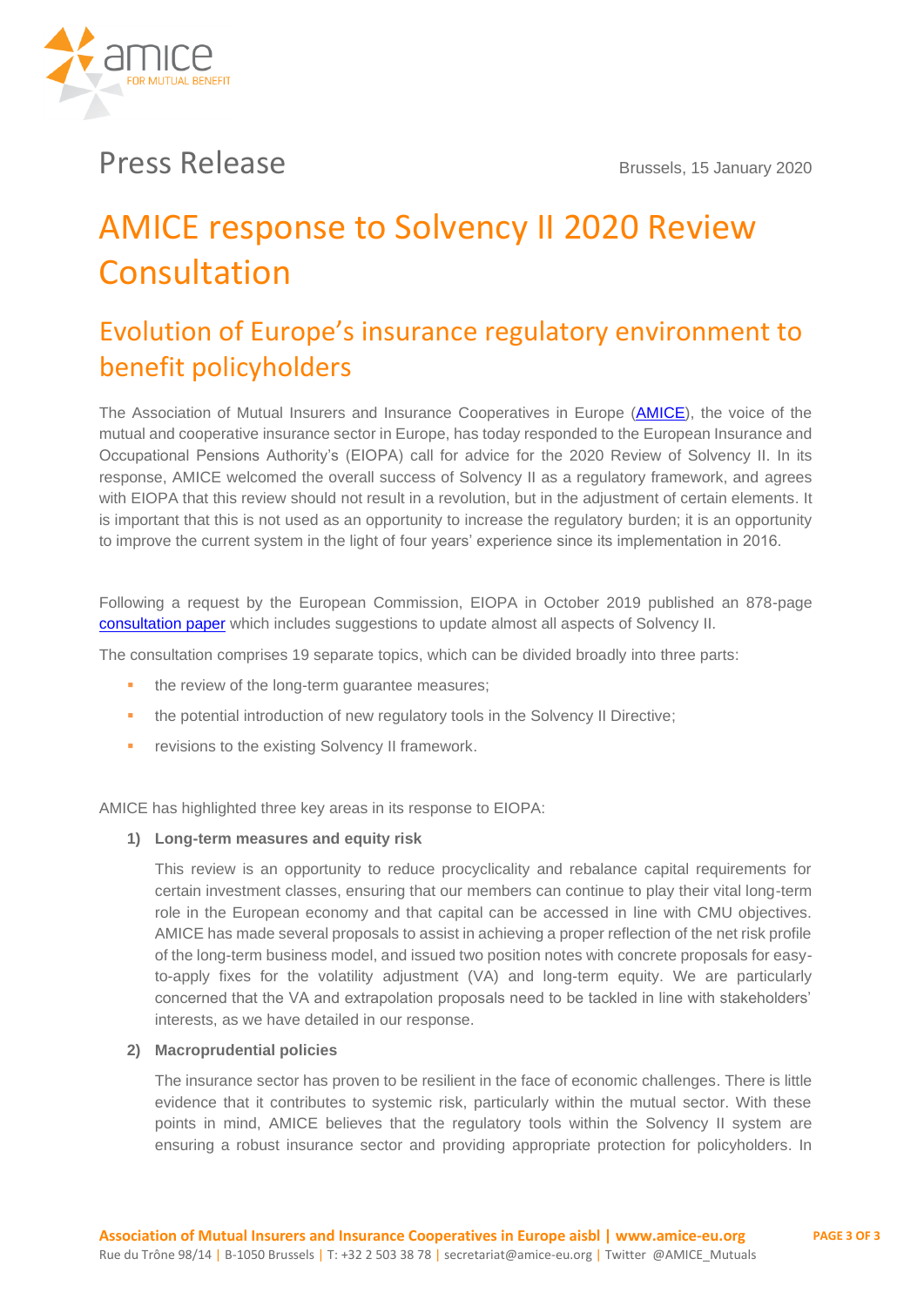Press Release

Brussels, 15 January 2020

# AMICE response to Solvency II 2020 Review Consultation

## Evolution of Europe's insurance regulatory environment to benefit policyholders

The Association of Mutual Insurers and Insurance Cooperatives in Europe (AMICE), the voice of the mutual and cooperative insurance sector in Europe, has today responded to the European Insurance and Occupational Pensions Authority's (EIOPA) call for advice for the 2020 Review of Solvency II. In its response, AMICE welcomed the overall success of Solvency II as a regulatory framework, and agrees with EIOPA that this review should not result in a revolution, but in the adjustment of certain elements. It is important that this is not used as an opportunity to increase the regulatory burden; it is an opportunity to improve the current system in the light of four years' experience since its implementation in 2016.

Following a request by the European Commission, EIOPA in October 2019 published an 878-page consultation paper which includes suggestions to update almost all aspects of Solvency II.

The consultation comprises 19 separate topics, which can be divided broadly into three parts:

- the review of the long-term guarantee measures;
- the potential introduction of new regulatory tools in the Solvency II Directive;
- revisions to the existing Solvency II framework.

AMICE has highlighted three key areas in its response to EIOPA:

1) **Long-term measures and equity risk**

   This review is an opportunity to reduce procyclicality and rebalance capital requirements for certain investment classes, ensuring that our members can continue to play their vital long-term role in the European economy and that capital can be accessed in line with CMU objectives. AMICE has made several proposals to assist in achieving a proper reflection of the net risk profile of the long-term business model, and issued two position notes with concrete proposals for easy-to-apply fixes for the volatility adjustment (VA) and long-term equity. We are particularly concerned that the VA and extrapolation proposals need to be tackled in line with stakeholders' interests, as we have detailed in our response.

2) **Macroprudential policies**

   The insurance sector has proven to be resilient in the face of economic challenges. There is little evidence that it contributes to systemic risk, particularly within the mutual sector. With these points in mind, AMICE believes that the regulatory tools within the Solvency II system are ensuring a robust insurance sector and providing appropriate protection for policyholders. In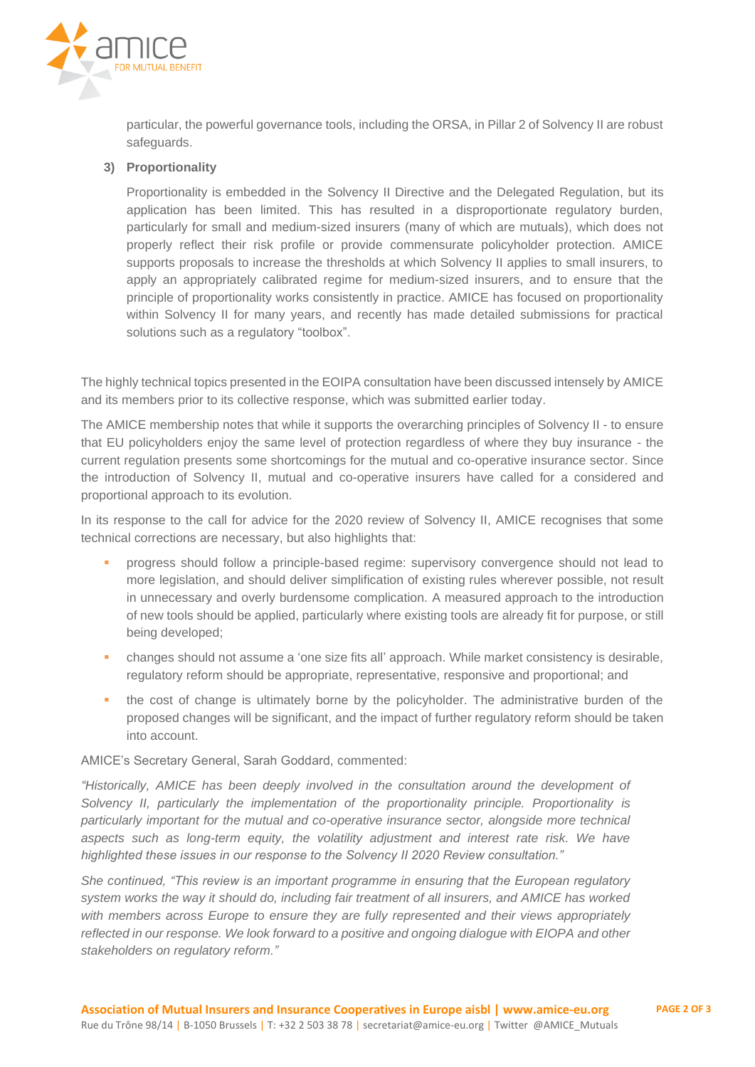particular, the powerful governance tools, including the ORSA, in Pillar 2 of Solvency II are robust safeguards.

**3) Proportionality**

Proportionality is embedded in the Solvency II Directive and the Delegated Regulation, but its application has been limited. This has resulted in a disproportionate regulatory burden, particularly for small and medium-sized insurers (many of which are mutuals), which does not properly reflect their risk profile or provide commensurate policyholder protection. AMICE supports proposals to increase the thresholds at which Solvency II applies to small insurers, to apply an appropriately calibrated regime for medium-sized insurers, and to ensure that the principle of proportionality works consistently in practice. AMICE has focused on proportionality within Solvency II for many years, and recently has made detailed submissions for practical solutions such as a regulatory "toolbox".

The highly technical topics presented in the EOIPA consultation have been discussed intensely by AMICE and its members prior to its collective response, which was submitted earlier today.

The AMICE membership notes that while it supports the overarching principles of Solvency II - to ensure that EU policyholders enjoy the same level of protection regardless of where they buy insurance - the current regulation presents some shortcomings for the mutual and co-operative insurance sector. Since the introduction of Solvency II, mutual and co-operative insurers have called for a considered and proportional approach to its evolution.

In its response to the call for advice for the 2020 review of Solvency II, AMICE recognises that some technical corrections are necessary, but also highlights that:

- progress should follow a principle-based regime: supervisory convergence should not lead to more legislation, and should deliver simplification of existing rules wherever possible, not result in unnecessary and overly burdensome complication. A measured approach to the introduction of new tools should be applied, particularly where existing tools are already fit for purpose, or still being developed;
- changes should not assume a 'one size fits all' approach. While market consistency is desirable, regulatory reform should be appropriate, representative, responsive and proportional; and
- the cost of change is ultimately borne by the policyholder. The administrative burden of the proposed changes will be significant, and the impact of further regulatory reform should be taken into account.

AMICE's Secretary General, Sarah Goddard, commented:

*"Historically, AMICE has been deeply involved in the consultation around the development of Solvency II, particularly the implementation of the proportionality principle. Proportionality is particularly important for the mutual and co-operative insurance sector, alongside more technical aspects such as long-term equity, the volatility adjustment and interest rate risk. We have highlighted these issues in our response to the Solvency II 2020 Review consultation."*

*She continued, "This review is an important programme in ensuring that the European regulatory system works the way it should do, including fair treatment of all insurers, and AMICE has worked with members across Europe to ensure they are fully represented and their views appropriately reflected in our response. We look forward to a positive and ongoing dialogue with EIOPA and other stakeholders on regulatory reform."*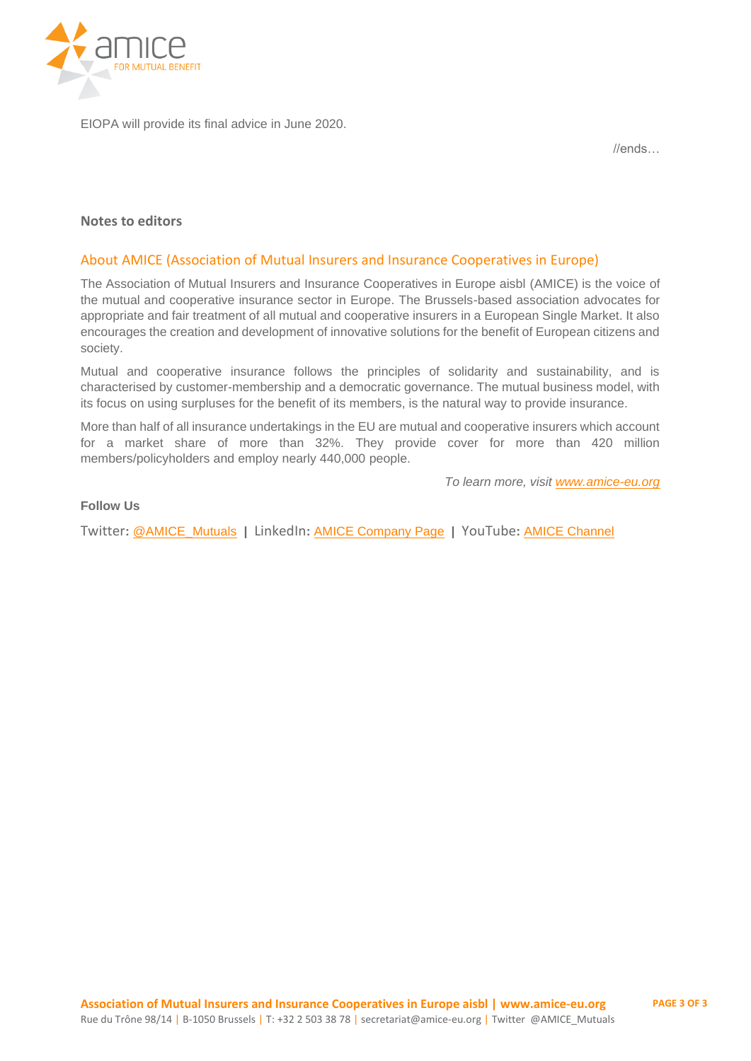EIOPA will provide its final advice in June 2020.

//ends…

**Notes to editors**

## About AMICE (Association of Mutual Insurers and Insurance Cooperatives in Europe)

The Association of Mutual Insurers and Insurance Cooperatives in Europe aisbl (AMICE) is the voice of the mutual and cooperative insurance sector in Europe. The Brussels-based association advocates for appropriate and fair treatment of all mutual and cooperative insurers in a European Single Market. It also encourages the creation and development of innovative solutions for the benefit of European citizens and society.

Mutual and cooperative insurance follows the principles of solidarity and sustainability, and is characterised by customer-membership and a democratic governance. The mutual business model, with its focus on using surpluses for the benefit of its members, is the natural way to provide insurance.

More than half of all insurance undertakings in the EU are mutual and cooperative insurers which account for a market share of more than 32%. They provide cover for more than 420 million members/policyholders and employ nearly 440,000 people.

*To learn more, visit www.amice-eu.org*

**Follow Us**

Twitter: @AMICE_Mutuals | LinkedIn: AMICE Company Page | YouTube: AMICE Channel

**Association of Mutual Insurers and Insurance Cooperatives in Europe aisbl | www.amice-eu.org**
Rue du Trône 98/14 | B-1050 Brussels | T: +32 2 503 38 78 | secretariat@amice-eu.org | Twitter @AMICE_Mutuals